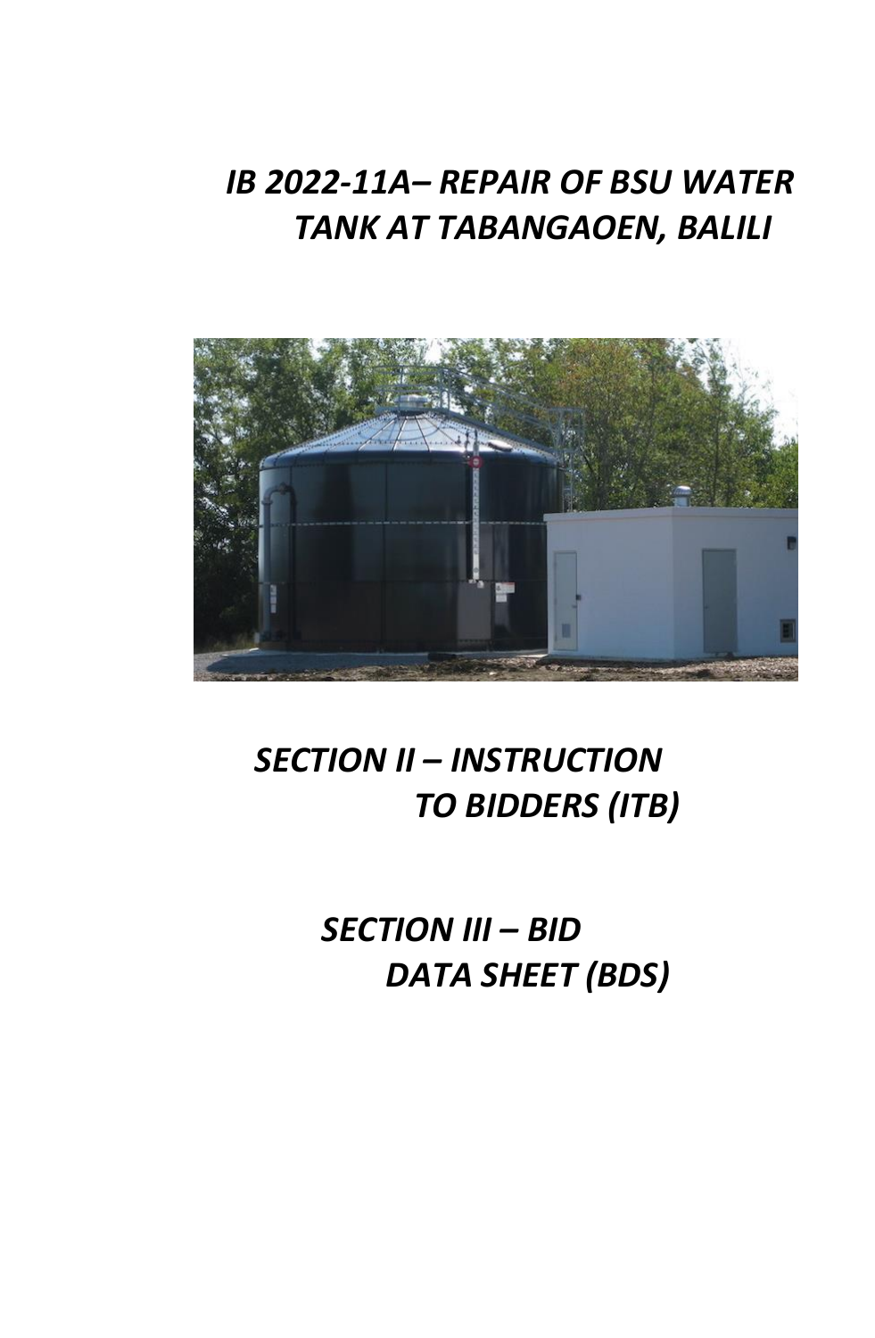# *IB 2022-11A– REPAIR OF BSU WATER TANK AT TABANGAOEN, BALILI*

## *SECTION II – INSTRUCTION TO BIDDERS (ITB)*

## *SECTION III – BID DATA SHEET (BDS)*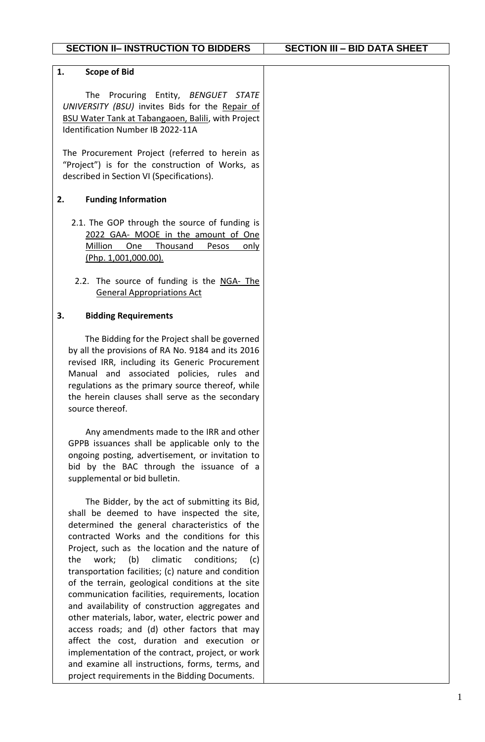| SECTION II– INSTRUCTION TO BIDDERS | SECTION III – BID DATA SHEET |
|---|---|
| **1. Scope of Bid**<br><br>The Procuring Entity, *BENGUET STATE UNIVERSITY (BSU)* invites Bids for the Repair of BSU Water Tank at Tabangaoen, Balili, with Project Identification Number IB 2022-11A<br><br>The Procurement Project (referred to herein as "Project") is for the construction of Works, as described in Section VI (Specifications).<br><br>**2. Funding Information**<br><br>2.1. The GOP through the source of funding is 2022 GAA- MOOE in the amount of One Million One Thousand Pesos only (Php. 1,001,000.00).<br><br>2.2. The source of funding is the NGA- The General Appropriations Act<br><br>**3. Bidding Requirements**<br><br>The Bidding for the Project shall be governed by all the provisions of RA No. 9184 and its 2016 revised IRR, including its Generic Procurement Manual and associated policies, rules and regulations as the primary source thereof, while the herein clauses shall serve as the secondary source thereof.<br><br>Any amendments made to the IRR and other GPPB issuances shall be applicable only to the ongoing posting, advertisement, or invitation to bid by the BAC through the issuance of a supplemental or bid bulletin.<br><br>The Bidder, by the act of submitting its Bid, shall be deemed to have inspected the site, determined the general characteristics of the contracted Works and the conditions for this Project, such as the location and the nature of the work; (b) climatic conditions; (c) transportation facilities; (c) nature and condition of the terrain, geological conditions at the site communication facilities, requirements, location and availability of construction aggregates and other materials, labor, water, electric power and access roads; and (d) other factors that may affect the cost, duration and execution or implementation of the contract, project, or work and examine all instructions, forms, terms, and project requirements in the Bidding Documents. | |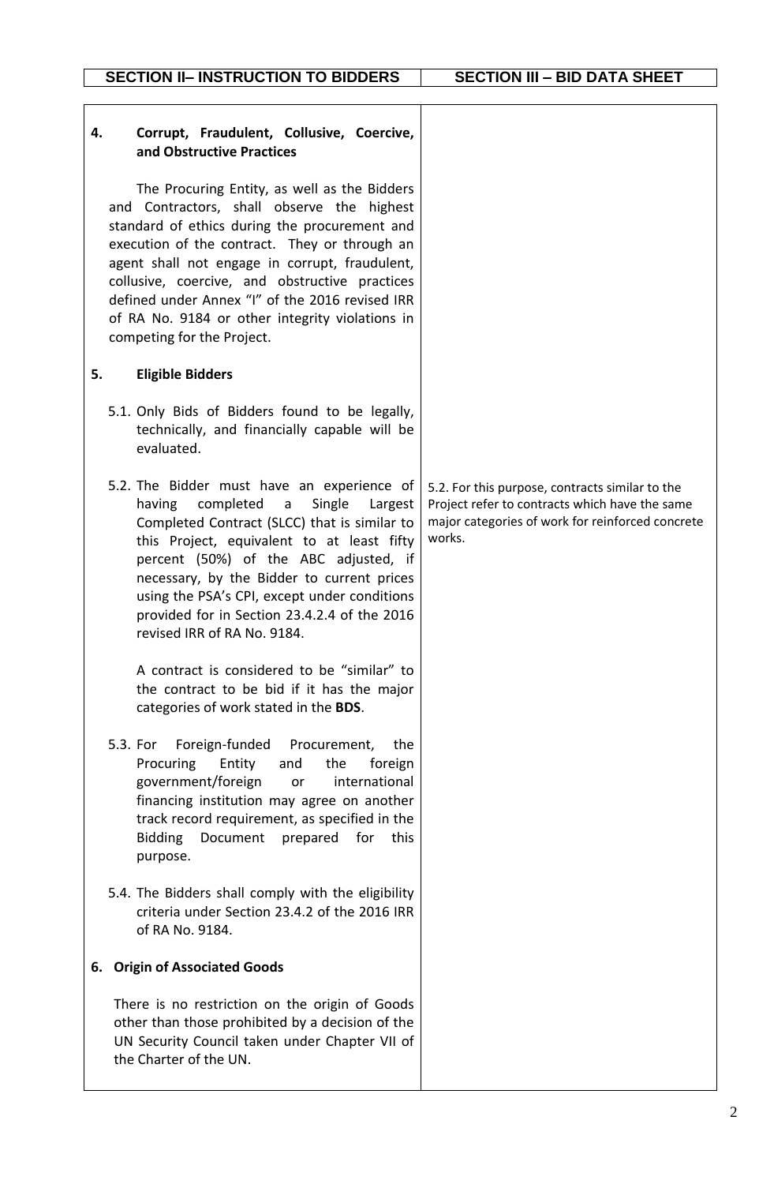| SECTION II– INSTRUCTION TO BIDDERS | SECTION III – BID DATA SHEET |
|---|---|
| **4. Corrupt, Fraudulent, Collusive, Coercive, and Obstructive Practices**<br><br>The Procuring Entity, as well as the Bidders and Contractors, shall observe the highest standard of ethics during the procurement and execution of the contract. They or through an agent shall not engage in corrupt, fraudulent, collusive, coercive, and obstructive practices defined under Annex "I" of the 2016 revised IRR of RA No. 9184 or other integrity violations in competing for the Project. | |
| **5. Eligible Bidders** | |
| 5.1. Only Bids of Bidders found to be legally, technically, and financially capable will be evaluated. | |
| 5.2. The Bidder must have an experience of having completed a Single Largest Completed Contract (SLCC) that is similar to this Project, equivalent to at least fifty percent (50%) of the ABC adjusted, if necessary, by the Bidder to current prices using the PSA's CPI, except under conditions provided for in Section 23.4.2.4 of the 2016 revised IRR of RA No. 9184.<br><br>A contract is considered to be "similar" to the contract to be bid if it has the major categories of work stated in the **BDS**. | 5.2. For this purpose, contracts similar to the Project refer to contracts which have the same major categories of work for reinforced concrete works. |
| 5.3. For Foreign-funded Procurement, the Procuring Entity and the foreign government/foreign or international financing institution may agree on another track record requirement, as specified in the Bidding Document prepared for this purpose. | |
| 5.4. The Bidders shall comply with the eligibility criteria under Section 23.4.2 of the 2016 IRR of RA No. 9184. | |
| **6. Origin of Associated Goods**<br><br>There is no restriction on the origin of Goods other than those prohibited by a decision of the UN Security Council taken under Chapter VII of the Charter of the UN. | |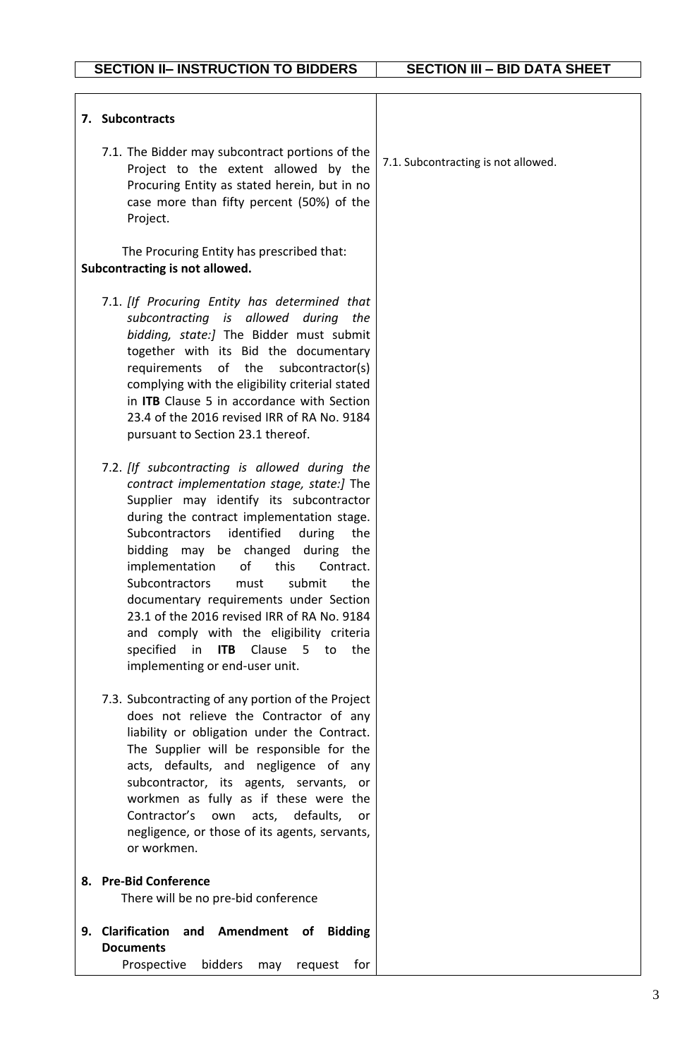| SECTION II– INSTRUCTION TO BIDDERS | SECTION III – BID DATA SHEET |
|---|---|
| **7. Subcontracts** | |
| 7.1. The Bidder may subcontract portions of the Project to the extent allowed by the Procuring Entity as stated herein, but in no case more than fifty percent (50%) of the Project. | 7.1. Subcontracting is not allowed. |
| The Procuring Entity has prescribed that: **Subcontracting is not allowed.** | |
| 7.1. *[If Procuring Entity has determined that subcontracting is allowed during the bidding, state:]* The Bidder must submit together with its Bid the documentary requirements of the subcontractor(s) complying with the eligibility criterial stated in **ITB** Clause 5 in accordance with Section 23.4 of the 2016 revised IRR of RA No. 9184 pursuant to Section 23.1 thereof. | |
| 7.2. *[If subcontracting is allowed during the contract implementation stage, state:]* The Supplier may identify its subcontractor during the contract implementation stage. Subcontractors identified during the bidding may be changed during the implementation of this Contract. Subcontractors must submit the documentary requirements under Section 23.1 of the 2016 revised IRR of RA No. 9184 and comply with the eligibility criteria specified in **ITB** Clause 5 to the implementing or end-user unit. | |
| 7.3. Subcontracting of any portion of the Project does not relieve the Contractor of any liability or obligation under the Contract. The Supplier will be responsible for the acts, defaults, and negligence of any subcontractor, its agents, servants, or workmen as fully as if these were the Contractor's own acts, defaults, or negligence, or those of its agents, servants, or workmen. | |
| **8. Pre-Bid Conference** There will be no pre-bid conference | |
| **9. Clarification and Amendment of Bidding Documents** Prospective bidders may request for | |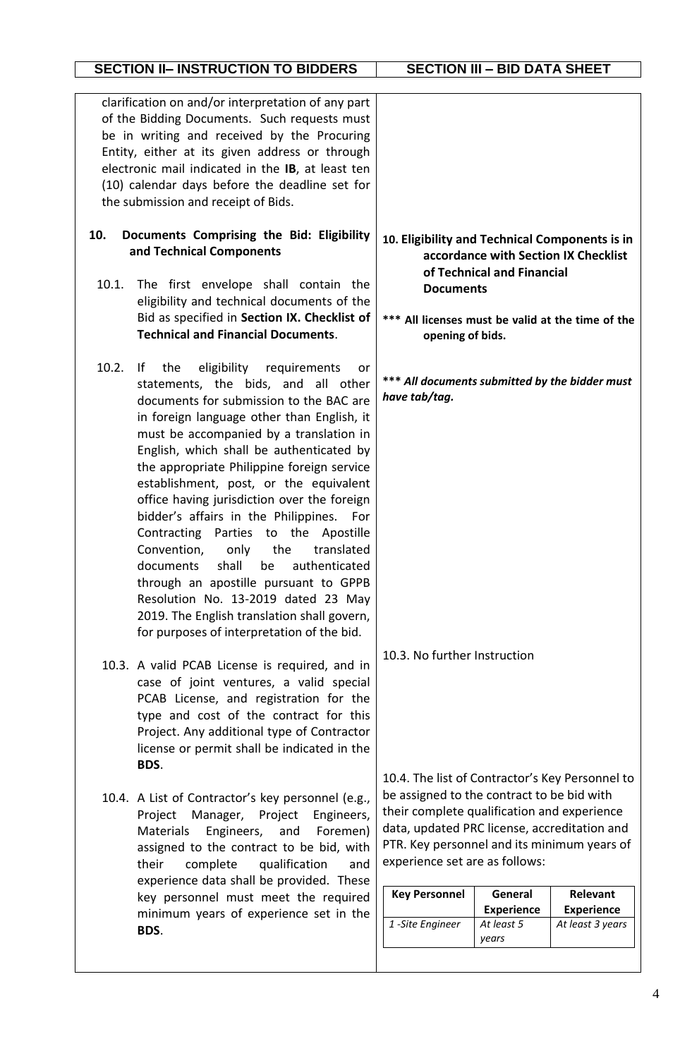| SECTION II– INSTRUCTION TO BIDDERS | SECTION III – BID DATA SHEET |
|---|---|
| clarification on and/or interpretation of any part of the Bidding Documents. Such requests must be in writing and received by the Procuring Entity, either at its given address or through electronic mail indicated in the **IB**, at least ten (10) calendar days before the deadline set for the submission and receipt of Bids. | |
| **10. Documents Comprising the Bid: Eligibility and Technical Components**<br><br>10.1. The first envelope shall contain the eligibility and technical documents of the Bid as specified in **Section IX. Checklist of Technical and Financial Documents**. | **10. Eligibility and Technical Components is in accordance with Section IX Checklist of Technical and Financial Documents**<br><br>**\*\*\* All licenses must be valid at the time of the opening of bids.** |
| 10.2. If the eligibility requirements or statements, the bids, and all other documents for submission to the BAC are in foreign language other than English, it must be accompanied by a translation in English, which shall be authenticated by the appropriate Philippine foreign service establishment, post, or the equivalent office having jurisdiction over the foreign bidder's affairs in the Philippines. For Contracting Parties to the Apostille Convention, only the translated documents shall be authenticated through an apostille pursuant to GPPB Resolution No. 13-2019 dated 23 May 2019. The English translation shall govern, for purposes of interpretation of the bid. | ***\*\*\* All documents submitted by the bidder must have tab/tag.*** |
| 10.3. A valid PCAB License is required, and in case of joint ventures, a valid special PCAB License, and registration for the type and cost of the contract for this Project. Any additional type of Contractor license or permit shall be indicated in the **BDS**. | 10.3. No further Instruction |
| 10.4. A List of Contractor's key personnel (e.g., Project Manager, Project Engineers, Materials Engineers, and Foremen) assigned to the contract to be bid, with their complete qualification and experience data shall be provided. These key personnel must meet the required minimum years of experience set in the **BDS**. | 10.4. The list of Contractor's Key Personnel to be assigned to the contract to be bid with their complete qualification and experience data, updated PRC license, accreditation and PTR. Key personnel and its minimum years of experience set are as follows: |

| Key Personnel | General Experience | Relevant Experience |
|---|---|---|
| *1 -Site Engineer* | *At least 5 years* | *At least 3 years* |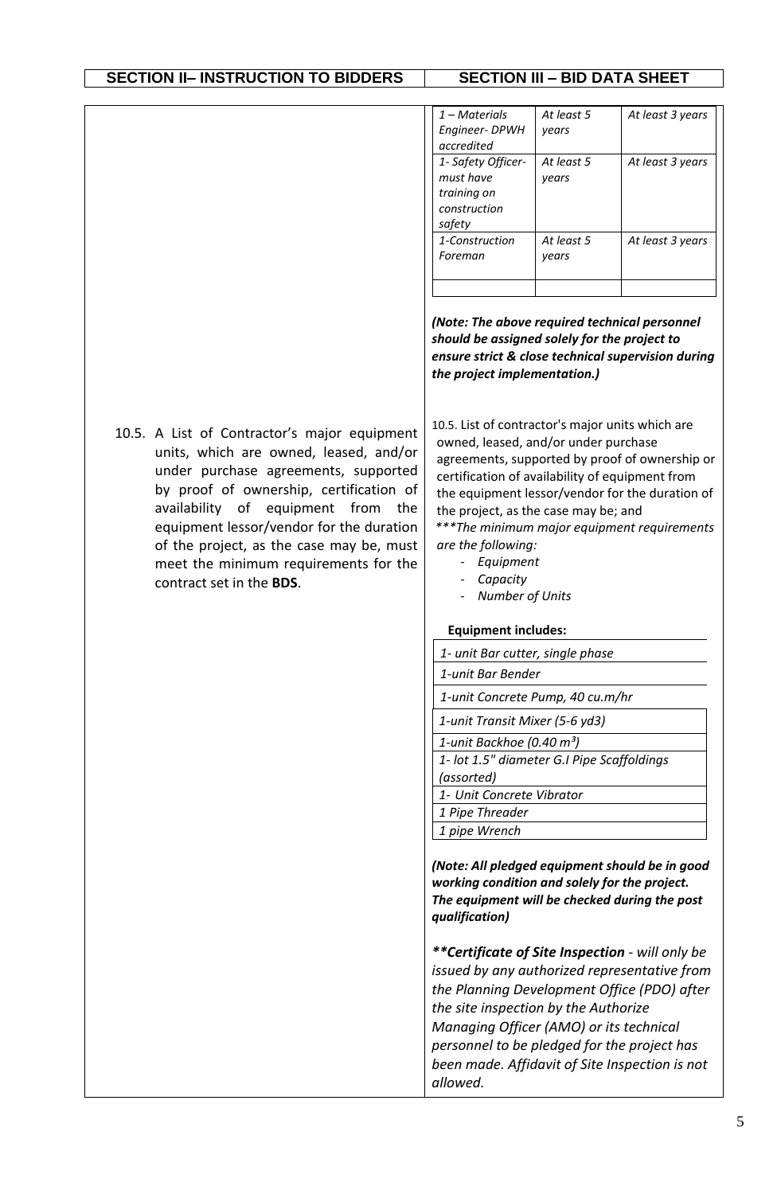| SECTION II– INSTRUCTION TO BIDDERS | SECTION III – BID DATA SHEET |
|---|---|

| | | |
|---|---|---|
| *1 – Materials Engineer- DPWH accredited* | *At least 5 years* | *At least 3 years* |
| *1- Safety Officer- must have training on construction safety* | *At least 5 years* | *At least 3 years* |
| *1-Construction Foreman* | *At least 5 years* | *At least 3 years* |
| | | |

***(Note: The above required technical personnel should be assigned solely for the project to ensure strict & close technical supervision during the project implementation.)***

**SECTION II – INSTRUCTION TO BIDDERS**

10.5. A List of Contractor's major equipment units, which are owned, leased, and/or under purchase agreements, supported by proof of ownership, certification of availability of equipment from the equipment lessor/vendor for the duration of the project, as the case may be, must meet the minimum requirements for the contract set in the **BDS**.

**SECTION III – BID DATA SHEET**

10.5. List of contractor's major units which are owned, leased, and/or under purchase agreements, supported by proof of ownership or certification of availability of equipment from the equipment lessor/vendor for the duration of the project, as the case may be; and

*\*\*\*The minimum major equipment requirements are the following:*

- *Equipment*
- *Capacity*
- *Number of Units*

**Equipment includes:**

| |
|---|
| *1- unit Bar cutter, single phase* |
| *1-unit Bar Bender* |
| *1-unit Concrete Pump, 40 cu.m/hr* |
| *1-unit Transit Mixer (5-6 yd3)* |
| *1-unit Backhoe (0.40 m³)* |
| *1- lot 1.5" diameter G.I Pipe Scaffoldings (assorted)* |
| *1- Unit Concrete Vibrator* |
| *1 Pipe Threader* |
| *1 pipe Wrench* |

***(Note: All pledged equipment should be in good working condition and solely for the project. The equipment will be checked during the post qualification)***

***\*\*Certificate of Site Inspection** - will only be issued by any authorized representative from the Planning Development Office (PDO) after the site inspection by the Authorize Managing Officer (AMO) or its technical personnel to be pledged for the project has been made. Affidavit of Site Inspection is not allowed.*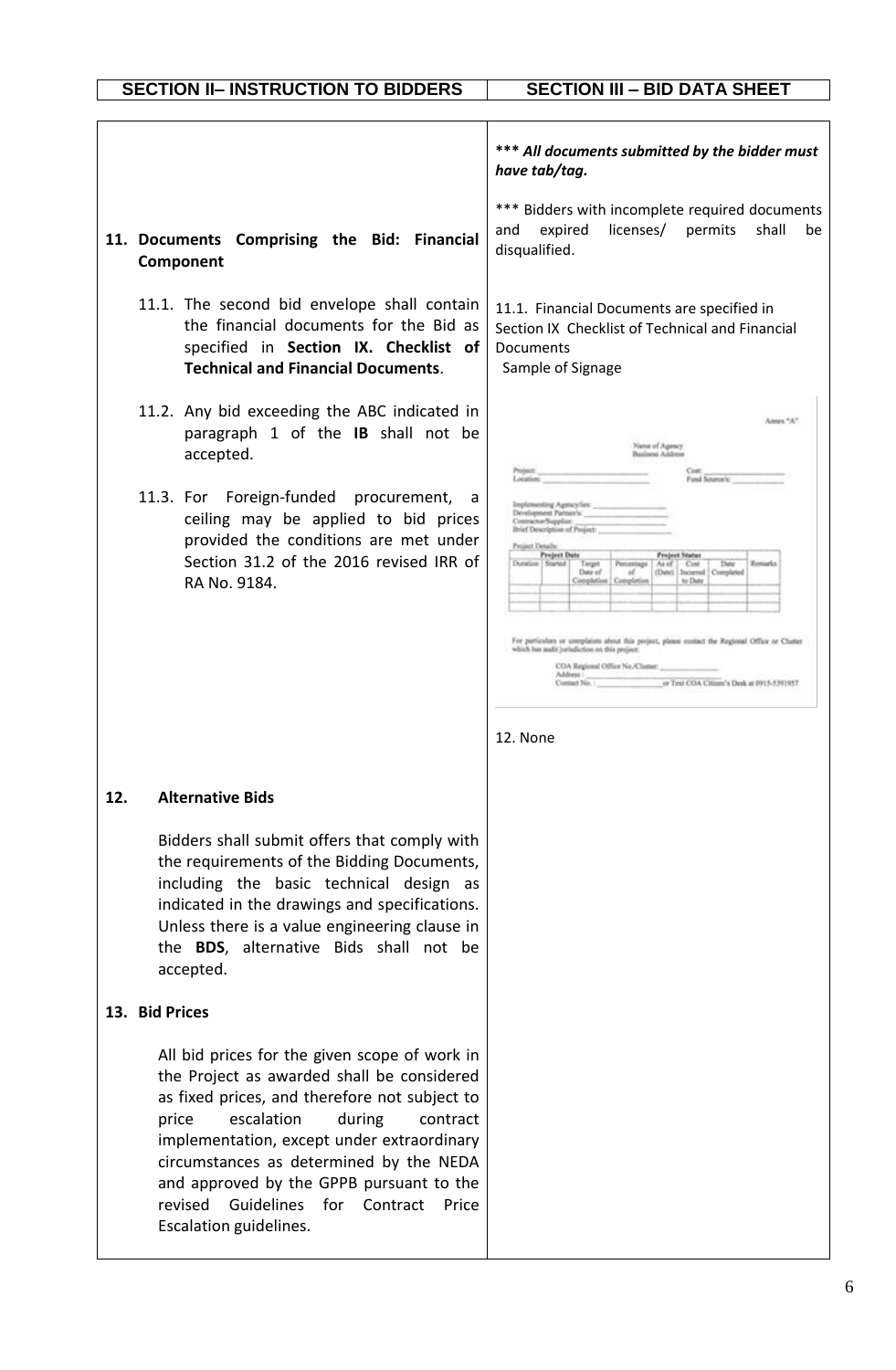| SECTION II– INSTRUCTION TO BIDDERS | SECTION III – BID DATA SHEET |
|---|---|
| | ***\*\*\* All documents submitted by the bidder must have tab/tag.*** |
| **11. Documents Comprising the Bid: Financial Component** | \*\*\* Bidders with incomplete required documents and expired licenses/ permits shall be disqualified. |
| 11.1. The second bid envelope shall contain the financial documents for the Bid as specified in **Section IX. Checklist of Technical and Financial Documents**. | 11.1. Financial Documents are specified in Section IX Checklist of Technical and Financial Documents<br>Sample of Signage |
| 11.2. Any bid exceeding the ABC indicated in paragraph 1 of the **IB** shall not be accepted.<br><br>11.3. For Foreign-funded procurement, a ceiling may be applied to bid prices provided the conditions are met under Section 31.2 of the 2016 revised IRR of RA No. 9184. | Annex "A"<br><br>Name of Agency<br>Business Address<br><br>Project: ______ Cost: ______<br>Location: ______ Fund Source/s: ______<br><br>Implementing Agency/ies: ______<br>Development Partner/s: ______<br>Contractor/Supplier: ______<br>Brief Description of Project: ______<br><br>Project Details:<br><br>Project Date: Duration, Started, Target Date of Completion<br>Project Status: Percentage of Completion, As of (Date), Cost Incurred to Date, Date Completed<br>Remarks<br><br>For particulars or complaints about this project, please contact the Regional Office or Cluster which has audit jurisdiction on this project:<br>COA Regional Office No./Cluster: ______<br>Address: ______<br>Contact No.: ______ or Text COA Citizen's Desk at 0915-5391957 |
| | 12. None |
| **12. Alternative Bids**<br><br>Bidders shall submit offers that comply with the requirements of the Bidding Documents, including the basic technical design as indicated in the drawings and specifications. Unless there is a value engineering clause in the **BDS**, alternative Bids shall not be accepted. | |
| **13. Bid Prices**<br><br>All bid prices for the given scope of work in the Project as awarded shall be considered as fixed prices, and therefore not subject to price escalation during contract implementation, except under extraordinary circumstances as determined by the NEDA and approved by the GPPB pursuant to the revised Guidelines for Contract Price Escalation guidelines. | |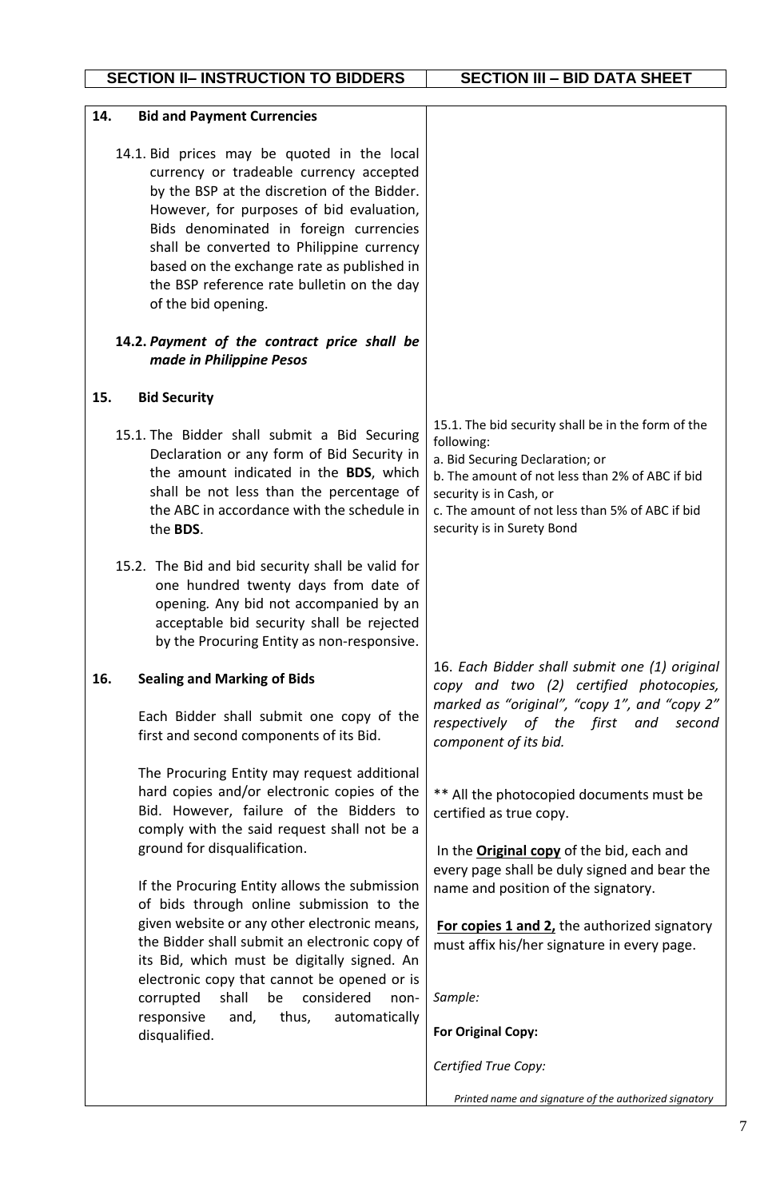| SECTION II– INSTRUCTION TO BIDDERS | SECTION III – BID DATA SHEET |
|---|---|
| **14. Bid and Payment Currencies** | |
| 14.1. Bid prices may be quoted in the local currency or tradeable currency accepted by the BSP at the discretion of the Bidder. However, for purposes of bid evaluation, Bids denominated in foreign currencies shall be converted to Philippine currency based on the exchange rate as published in the BSP reference rate bulletin on the day of the bid opening. | |
| ***14.2. Payment of the contract price shall be made in Philippine Pesos*** | |
| **15. Bid Security** | |
| 15.1. The Bidder shall submit a Bid Securing Declaration or any form of Bid Security in the amount indicated in the **BDS**, which shall be not less than the percentage of the ABC in accordance with the schedule in the **BDS**. | 15.1. The bid security shall be in the form of the following:<br>a. Bid Securing Declaration; or<br>b. The amount of not less than 2% of ABC if bid security is in Cash, or<br>c. The amount of not less than 5% of ABC if bid security is in Surety Bond |
| 15.2. The Bid and bid security shall be valid for one hundred twenty days from date of opening. Any bid not accompanied by an acceptable bid security shall be rejected by the Procuring Entity as non-responsive. | |
| **16. Sealing and Marking of Bids**<br><br>Each Bidder shall submit one copy of the first and second components of its Bid.<br><br>The Procuring Entity may request additional hard copies and/or electronic copies of the Bid. However, failure of the Bidders to comply with the said request shall not be a ground for disqualification.<br><br>If the Procuring Entity allows the submission of bids through online submission to the given website or any other electronic means, the Bidder shall submit an electronic copy of its Bid, which must be digitally signed. An electronic copy that cannot be opened or is corrupted shall be considered non-responsive and, thus, automatically disqualified. | *16. Each Bidder shall submit one (1) original copy and two (2) certified photocopies, marked as "original", "copy 1", and "copy 2" respectively of the first and second component of its bid.*<br><br>** All the photocopied documents must be certified as true copy.<br><br>In the **Original copy** of the bid, each and every page shall be duly signed and bear the name and position of the signatory.<br><br>**For copies 1 and 2,** the authorized signatory must affix his/her signature in every page.<br><br>*Sample:*<br><br>**For Original Copy:**<br><br>*Certified True Copy:*<br><br>*Printed name and signature of the authorized signatory* |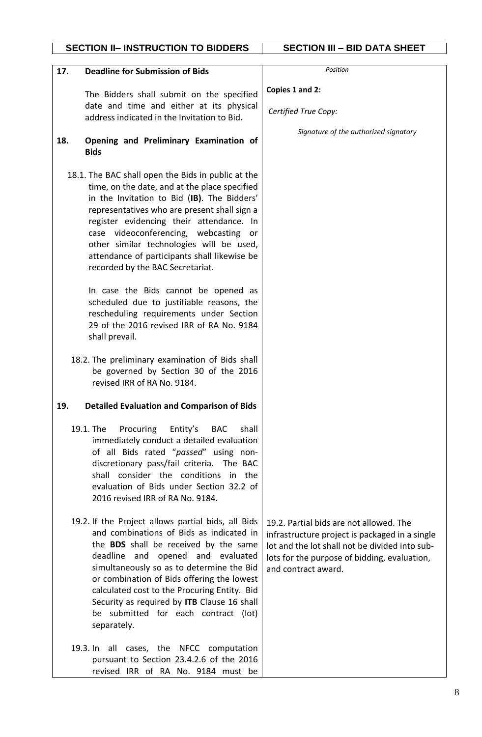| SECTION II– INSTRUCTION TO BIDDERS | SECTION III – BID DATA SHEET |
|---|---|
| **17. Deadline for Submission of Bids**<br><br>The Bidders shall submit on the specified date and time and either at its physical address indicated in the Invitation to Bid**.** | *Position*<br><br>**Copies 1 and 2:**<br><br>*Certified True Copy:*<br><br>*Signature of the authorized signatory* |
| **18. Opening and Preliminary Examination of Bids**<br><br>18.1. The BAC shall open the Bids in public at the time, on the date, and at the place specified in the Invitation to Bid (**IB)**. The Bidders' representatives who are present shall sign a register evidencing their attendance. In case videoconferencing, webcasting or other similar technologies will be used, attendance of participants shall likewise be recorded by the BAC Secretariat.<br><br>In case the Bids cannot be opened as scheduled due to justifiable reasons, the rescheduling requirements under Section 29 of the 2016 revised IRR of RA No. 9184 shall prevail.<br><br>18.2. The preliminary examination of Bids shall be governed by Section 30 of the 2016 revised IRR of RA No. 9184. | |
| **19. Detailed Evaluation and Comparison of Bids**<br><br>19.1. The Procuring Entity's BAC shall immediately conduct a detailed evaluation of all Bids rated "*passed*" using non-discretionary pass/fail criteria. The BAC shall consider the conditions in the evaluation of Bids under Section 32.2 of 2016 revised IRR of RA No. 9184. | |
| 19.2. If the Project allows partial bids, all Bids and combinations of Bids as indicated in the **BDS** shall be received by the same deadline and opened and evaluated simultaneously so as to determine the Bid or combination of Bids offering the lowest calculated cost to the Procuring Entity. Bid Security as required by **ITB** Clause 16 shall be submitted for each contract (lot) separately. | 19.2. Partial bids are not allowed. The infrastructure project is packaged in a single lot and the lot shall not be divided into sub-lots for the purpose of bidding, evaluation, and contract award. |
| 19.3. In all cases, the NFCC computation pursuant to Section 23.4.2.6 of the 2016 revised IRR of RA No. 9184 must be | |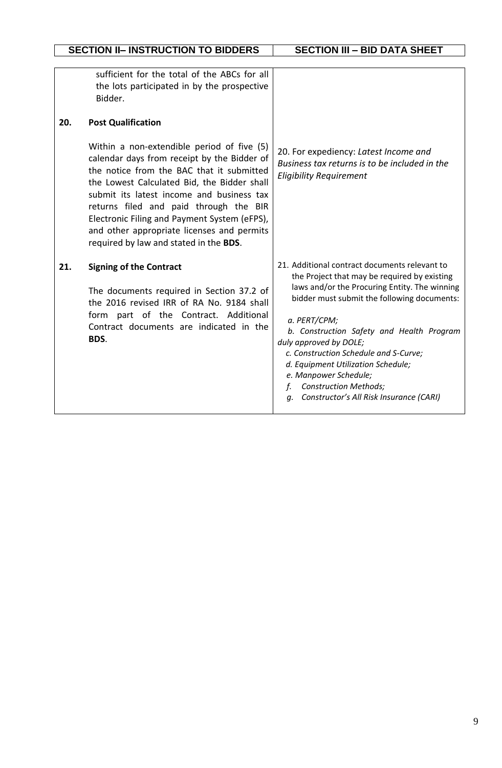| SECTION II– INSTRUCTION TO BIDDERS | | SECTION III – BID DATA SHEET |
|---|---|---|
| | sufficient for the total of the ABCs for all the lots participated in by the prospective Bidder. | |
| **20.** | **Post Qualification**<br><br>Within a non-extendible period of five (5) calendar days from receipt by the Bidder of the notice from the BAC that it submitted the Lowest Calculated Bid, the Bidder shall submit its latest income and business tax returns filed and paid through the BIR Electronic Filing and Payment System (eFPS), and other appropriate licenses and permits required by law and stated in the **BDS**. | 20. For expediency: *Latest Income and Business tax returns is to be included in the Eligibility Requirement* |
| **21.** | **Signing of the Contract**<br><br>The documents required in Section 37.2 of the 2016 revised IRR of RA No. 9184 shall form part of the Contract. Additional Contract documents are indicated in the **BDS**. | 21. Additional contract documents relevant to the Project that may be required by existing laws and/or the Procuring Entity. The winning bidder must submit the following documents:<br><br>*a. PERT/CPM;*<br>*b. Construction Safety and Health Program duly approved by DOLE;*<br>*c. Construction Schedule and S-Curve;*<br>*d. Equipment Utilization Schedule;*<br>*e. Manpower Schedule;*<br>*f. Construction Methods;*<br>*g. Constructor's All Risk Insurance (CARI)* |